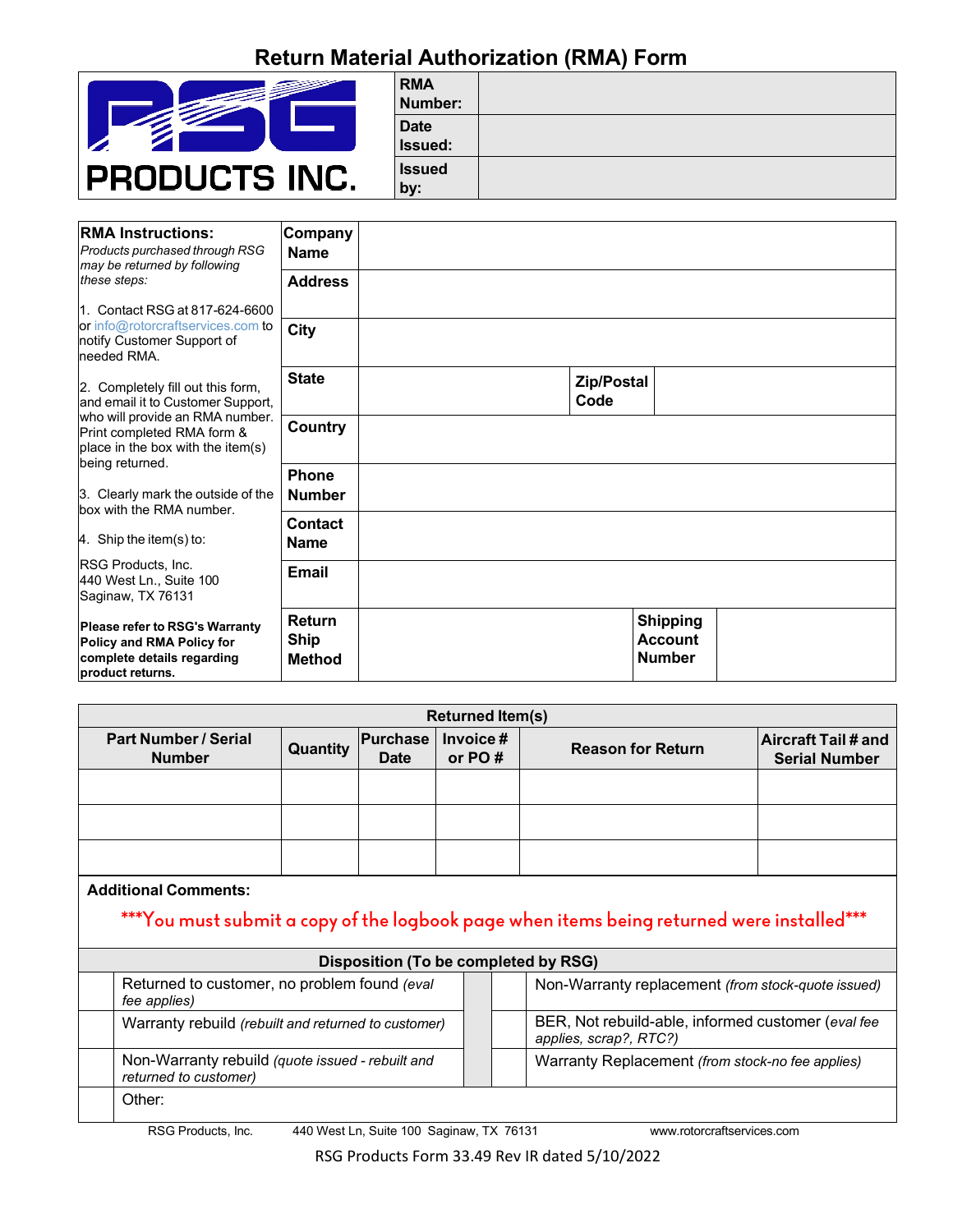# Return Material Authorization (RMA) Form

**PRODUCTS INC.**

| | |
|---|---|
| **RMA Number:** | |
| **Date Issued:** | |
| **Issued by:** | |

**RMA Instructions:**

*Products purchased through RSG may be returned by following these steps:*

1. Contact RSG at 817-624-6600 or info@rotorcraftservices.com to notify Customer Support of needed RMA.

2. Completely fill out this form, and email it to Customer Support, who will provide an RMA number. Print completed RMA form & place in the box with the item(s) being returned.

3. Clearly mark the outside of the box with the RMA number.

4. Ship the item(s) to:

RSG Products, Inc.
440 West Ln., Suite 100
Saginaw, TX 76131

**Please refer to RSG's Warranty Policy and RMA Policy for complete details regarding product returns.**

| | | | |
|---|---|---|---|
| **Company Name** | | | |
| **Address** | | | |
| **City** | | | |
| **State** | | **Zip/Postal Code** | |
| **Country** | | | |
| **Phone Number** | | | |
| **Contact Name** | | | |
| **Email** | | | |
| **Return Ship Method** | | **Shipping Account Number** | |

**Returned Item(s)**

| Part Number / Serial Number | Quantity | Purchase Date | Invoice # or PO # | Reason for Return | Aircraft Tail # and Serial Number |
|---|---|---|---|---|---|
| | | | | | |
| | | | | | |
| | | | | | |

**Additional Comments:**

***You must submit a copy of the logbook page when items being returned were installed***

**Disposition (To be completed by RSG)**

| | | | |
|---|---|---|---|
| | Returned to customer, no problem found *(eval fee applies)* | | Non-Warranty replacement *(from stock-quote issued)* |
| | Warranty rebuild *(rebuilt and returned to customer)* | | BER, Not rebuild-able, informed customer (*eval fee applies, scrap?, RTC?)* |
| | Non-Warranty rebuild *(quote issued - rebuilt and returned to customer)* | | Warranty Replacement *(from stock-no fee applies)* |
| | Other: | | |

RSG Products, Inc. 440 West Ln, Suite 100 Saginaw, TX 76131 www.rotorcraftservices.com

RSG Products Form 33.49 Rev IR dated 5/10/2022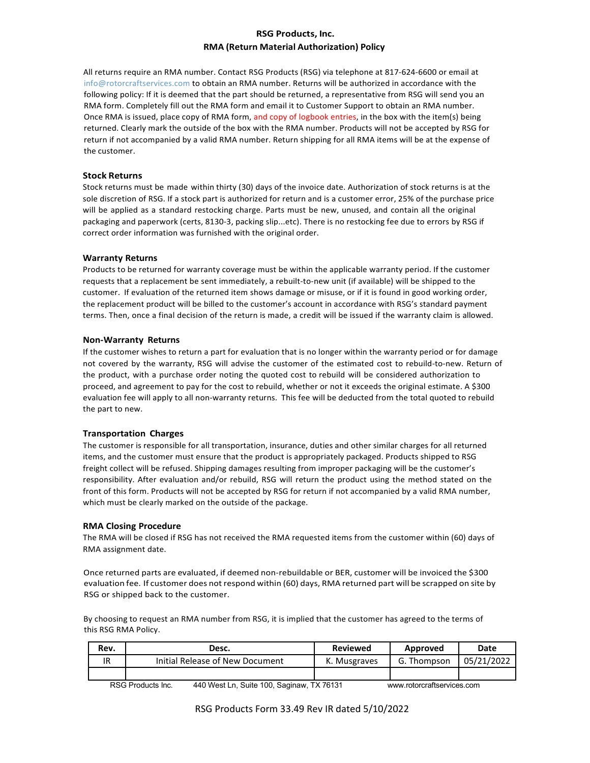# RSG Products, Inc.
## RMA (Return Material Authorization) Policy

All returns require an RMA number. Contact RSG Products (RSG) via telephone at 817-624-6600 or email at info@rotorcraftservices.com to obtain an RMA number. Returns will be authorized in accordance with the following policy: If it is deemed that the part should be returned, a representative from RSG will send you an RMA form. Completely fill out the RMA form and email it to Customer Support to obtain an RMA number. Once RMA is issued, place copy of RMA form, and copy of logbook entries, in the box with the item(s) being returned. Clearly mark the outside of the box with the RMA number. Products will not be accepted by RSG for return if not accompanied by a valid RMA number. Return shipping for all RMA items will be at the expense of the customer.

### Stock Returns

Stock returns must be made within thirty (30) days of the invoice date. Authorization of stock returns is at the sole discretion of RSG. If a stock part is authorized for return and is a customer error, 25% of the purchase price will be applied as a standard restocking charge. Parts must be new, unused, and contain all the original packaging and paperwork (certs, 8130-3, packing slip...etc). There is no restocking fee due to errors by RSG if correct order information was furnished with the original order.

### Warranty Returns

Products to be returned for warranty coverage must be within the applicable warranty period. If the customer requests that a replacement be sent immediately, a rebuilt-to-new unit (if available) will be shipped to the customer. If evaluation of the returned item shows damage or misuse, or if it is found in good working order, the replacement product will be billed to the customer's account in accordance with RSG's standard payment terms. Then, once a final decision of the return is made, a credit will be issued if the warranty claim is allowed.

### Non-Warranty Returns

If the customer wishes to return a part for evaluation that is no longer within the warranty period or for damage not covered by the warranty, RSG will advise the customer of the estimated cost to rebuild-to-new. Return of the product, with a purchase order noting the quoted cost to rebuild will be considered authorization to proceed, and agreement to pay for the cost to rebuild, whether or not it exceeds the original estimate. A $300 evaluation fee will apply to all non-warranty returns. This fee will be deducted from the total quoted to rebuild the part to new.

### Transportation Charges

The customer is responsible for all transportation, insurance, duties and other similar charges for all returned items, and the customer must ensure that the product is appropriately packaged. Products shipped to RSG freight collect will be refused. Shipping damages resulting from improper packaging will be the customer's responsibility. After evaluation and/or rebuild, RSG will return the product using the method stated on the front of this form. Products will not be accepted by RSG for return if not accompanied by a valid RMA number, which must be clearly marked on the outside of the package.

### RMA Closing Procedure

The RMA will be closed if RSG has not received the RMA requested items from the customer within (60) days of RMA assignment date.

Once returned parts are evaluated, if deemed non-rebuildable or BER, customer will be invoiced the $300 evaluation fee. If customer does not respond within (60) days, RMA returned part will be scrapped on site by RSG or shipped back to the customer.

By choosing to request an RMA number from RSG, it is implied that the customer has agreed to the terms of this RSG RMA Policy.

| Rev. | Desc. | Reviewed | Approved | Date |
|---|---|---|---|---|
| IR | Initial Release of New Document | K. Musgraves | G. Thompson | 05/21/2022 |
| | | | | |

RSG Products Inc. 440 West Ln, Suite 100, Saginaw, TX 76131 www.rotorcraftservices.com

RSG Products Form 33.49 Rev IR dated 5/10/2022